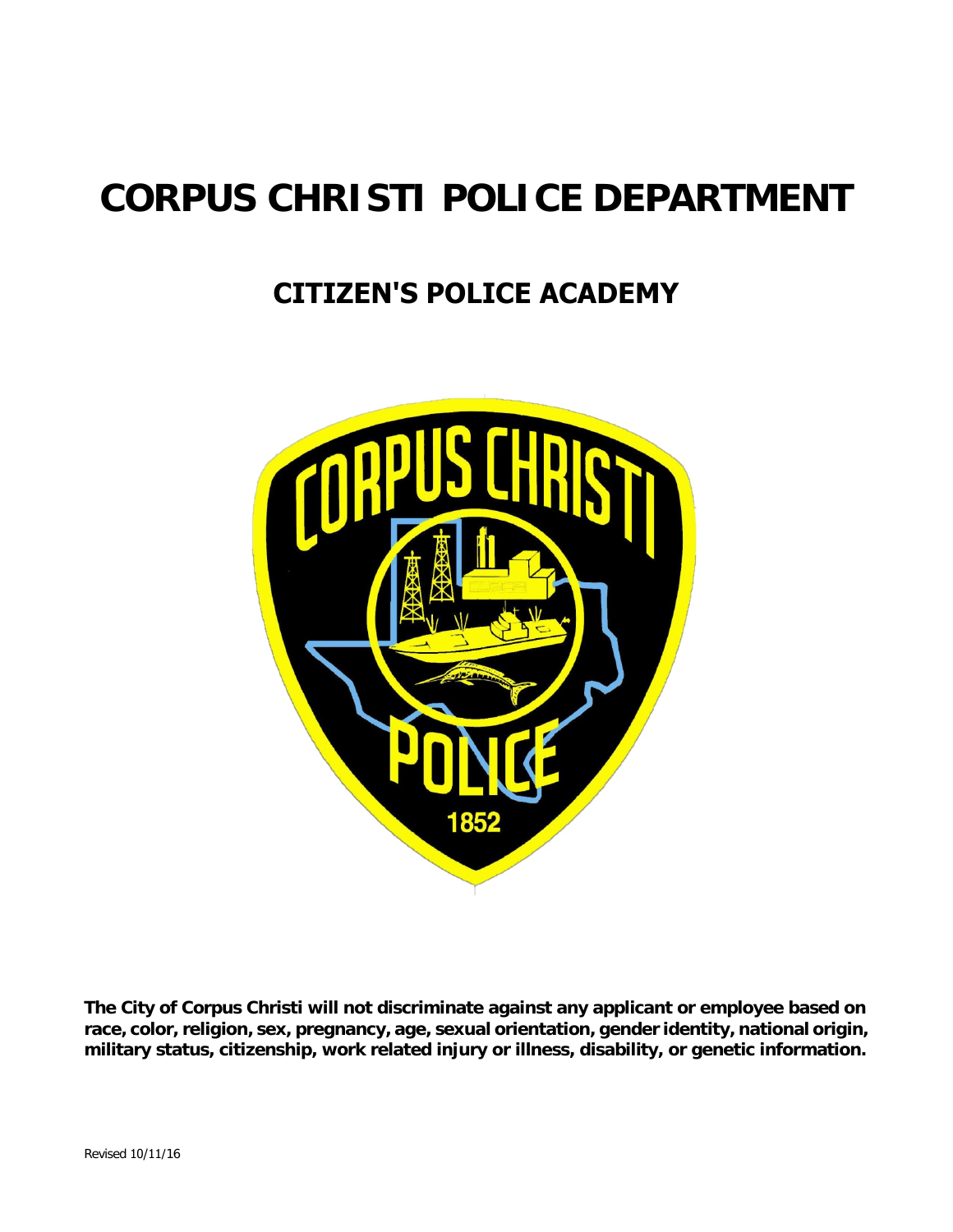# CORPUS CHRISTI POLICE DEPARTMENT

## CITIZEN'S POLICE ACADEMY

**The City of Corpus Christi will not discriminate against any applicant or employee based on race, color, religion, sex, pregnancy, age, sexual orientation, gender identity, national origin, military status, citizenship, work related injury or illness, disability, or genetic information.**

Revised 10/11/16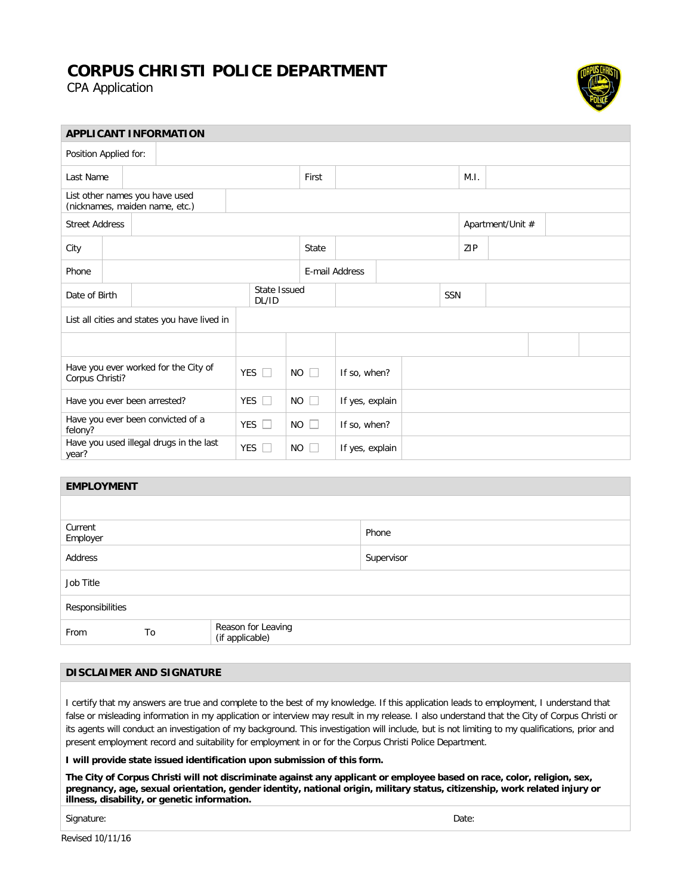# CORPUS CHRISTI POLICE DEPARTMENT

CPA Application

| APPLICANT INFORMATION | | | | | | | | |
|---|---|---|---|---|---|---|---|---|
| Position Applied for: | | | | | | | | |
| Last Name | | First | | M.I. | | | | |
| List other names you have used (nicknames, maiden name, etc.) | | | | | | | | |
| Street Address | | | | Apartment/Unit # | | | | |
| City | | State | | ZIP | | | | |
| Phone | | E-mail Address | | | | | | |
| Date of Birth | | State Issued DL/ID | | SSN | | | | |
| List all cities and states you have lived in | | | | | | | | |
| | | | | | | | | |
| Have you ever worked for the City of Corpus Christi? | YES ☐ | NO ☐ | If so, when? | | | | | |
| Have you ever been arrested? | YES ☐ | NO ☐ | If yes, explain | | | | | |
| Have you ever been convicted of a felony? | YES ☐ | NO ☐ | If so, when? | | | | | |
| Have you used illegal drugs in the last year? | YES ☐ | NO ☐ | If yes, explain | | | | | |

| EMPLOYMENT | | | |
|---|---|---|---|
| | | | |
| Current Employer | | | Phone |
| Address | | | Supervisor |
| Job Title | | | |
| Responsibilities | | | |
| From | To | Reason for Leaving (if applicable) | |

## DISCLAIMER AND SIGNATURE

I certify that my answers are true and complete to the best of my knowledge. If this application leads to employment, I understand that false or misleading information in my application or interview may result in my release. I also understand that the City of Corpus Christi or its agents will conduct an investigation of my background. This investigation will include, but is not limiting to my qualifications, prior and present employment record and suitability for employment in or for the Corpus Christi Police Department.

**I will provide state issued identification upon submission of this form.**

**The City of Corpus Christi will not discriminate against any applicant or employee based on race, color, religion, sex, pregnancy, age, sexual orientation, gender identity, national origin, military status, citizenship, work related injury or illness, disability, or genetic information.**

| Signature: | Date: |
|---|---|

Revised 10/11/16